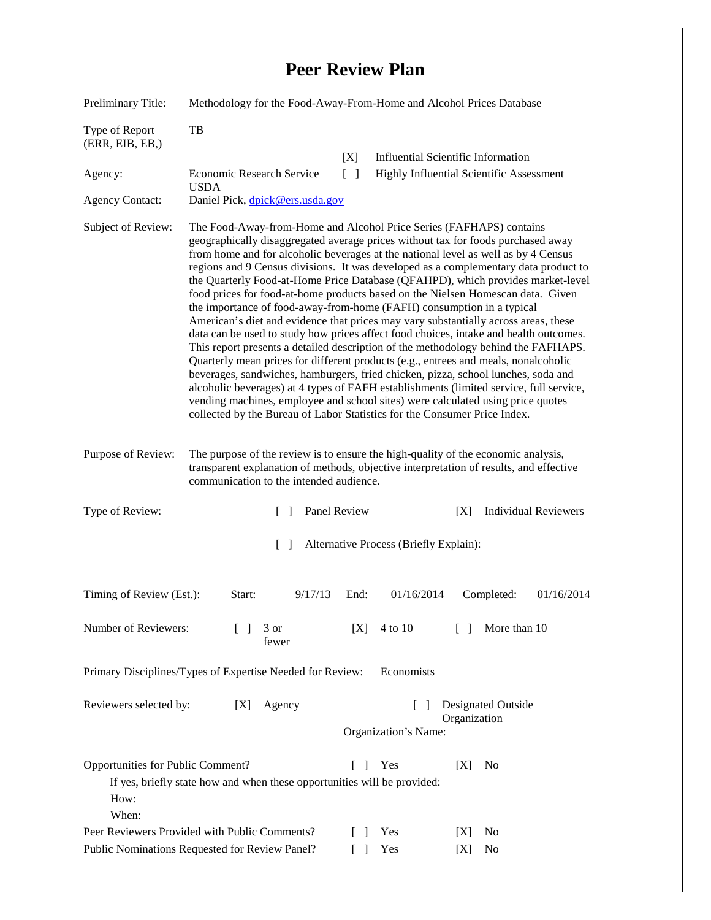# Peer Review Plan

| | |
|---|---|
| Preliminary Title: | Methodology for the Food-Away-From-Home and Alcohol Prices Database |
| Type of Report (ERR, EIB, EB,) | TB |
| | [X] Influential Scientific Information |
| Agency: | Economic Research Service USDA |
| | [ ] Highly Influential Scientific Assessment |
| Agency Contact: | Daniel Pick, dpick@ers.usda.gov |
| Subject of Review: | The Food-Away-from-Home and Alcohol Price Series (FAFHAPS) contains geographically disaggregated average prices without tax for foods purchased away from home and for alcoholic beverages at the national level as well as by 4 Census regions and 9 Census divisions. It was developed as a complementary data product to the Quarterly Food-at-Home Price Database (QFAHPD), which provides market-level food prices for food-at-home products based on the Nielsen Homescan data. Given the importance of food-away-from-home (FAFH) consumption in a typical American's diet and evidence that prices may vary substantially across areas, these data can be used to study how prices affect food choices, intake and health outcomes. This report presents a detailed description of the methodology behind the FAFHAPS. Quarterly mean prices for different products (e.g., entrees and meals, nonalcoholic beverages, sandwiches, hamburgers, fried chicken, pizza, school lunches, soda and alcoholic beverages) at 4 types of FAFH establishments (limited service, full service, vending machines, employee and school sites) were calculated using price quotes collected by the Bureau of Labor Statistics for the Consumer Price Index. |
| Purpose of Review: | The purpose of the review is to ensure the high-quality of the economic analysis, transparent explanation of methods, objective interpretation of results, and effective communication to the intended audience. |

Type of Review: [ ] Panel Review [X] Individual Reviewers

[ ] Alternative Process (Briefly Explain):

Timing of Review (Est.): Start: 9/17/13 End: 01/16/2014 Completed: 01/16/2014

Number of Reviewers: [ ] 3 or fewer [X] 4 to 10 [ ] More than 10

Primary Disciplines/Types of Expertise Needed for Review: Economists

Reviewers selected by: [X] Agency [ ] Designated Outside Organization

Organization's Name:

Opportunities for Public Comment? [ ] Yes [X] No

If yes, briefly state how and when these opportunities will be provided:

How:

When:

Peer Reviewers Provided with Public Comments? [ ] Yes [X] No

Public Nominations Requested for Review Panel? [ ] Yes [X] No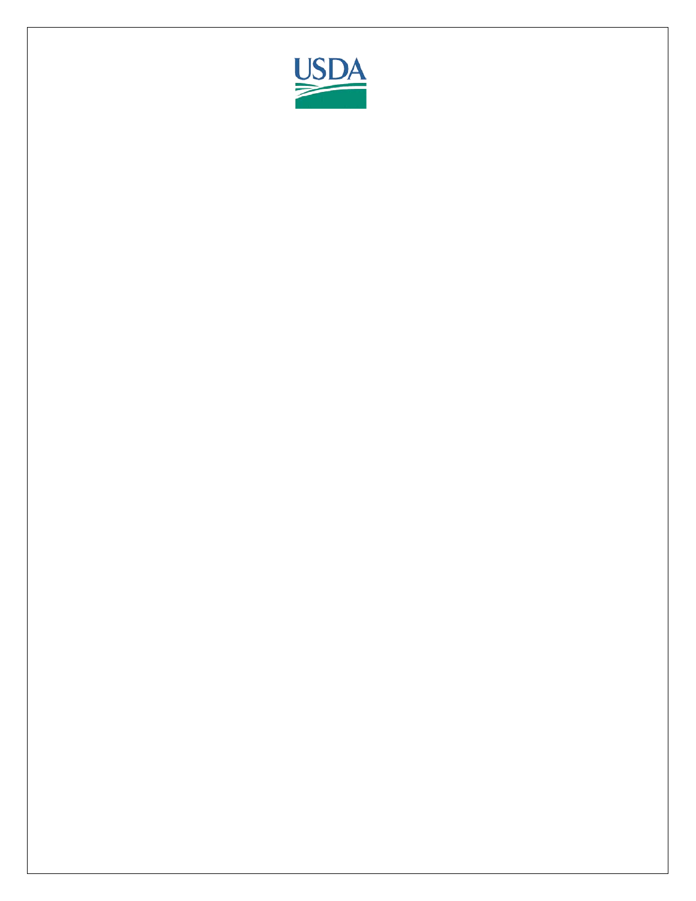USDA